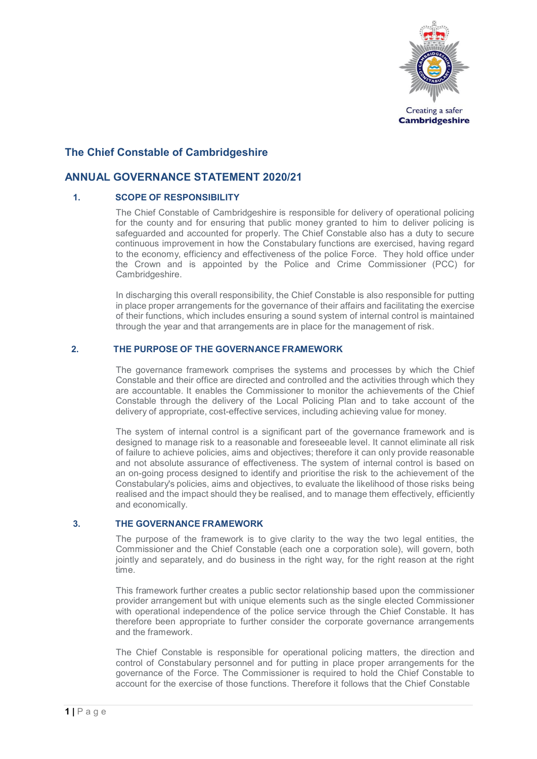Creating a safer **Cambridgeshire**

## The Chief Constable of Cambridgeshire

## ANNUAL GOVERNANCE STATEMENT 2020/21

### 1. SCOPE OF RESPONSIBILITY

The Chief Constable of Cambridgeshire is responsible for delivery of operational policing for the county and for ensuring that public money granted to him to deliver policing is safeguarded and accounted for properly. The Chief Constable also has a duty to secure continuous improvement in how the Constabulary functions are exercised, having regard to the economy, efficiency and effectiveness of the police Force. They hold office under the Crown and is appointed by the Police and Crime Commissioner (PCC) for Cambridgeshire.

In discharging this overall responsibility, the Chief Constable is also responsible for putting in place proper arrangements for the governance of their affairs and facilitating the exercise of their functions, which includes ensuring a sound system of internal control is maintained through the year and that arrangements are in place for the management of risk.

### 2. THE PURPOSE OF THE GOVERNANCE FRAMEWORK

The governance framework comprises the systems and processes by which the Chief Constable and their office are directed and controlled and the activities through which they are accountable. It enables the Commissioner to monitor the achievements of the Chief Constable through the delivery of the Local Policing Plan and to take account of the delivery of appropriate, cost-effective services, including achieving value for money.

The system of internal control is a significant part of the governance framework and is designed to manage risk to a reasonable and foreseeable level. It cannot eliminate all risk of failure to achieve policies, aims and objectives; therefore it can only provide reasonable and not absolute assurance of effectiveness. The system of internal control is based on an on-going process designed to identify and prioritise the risk to the achievement of the Constabulary's policies, aims and objectives, to evaluate the likelihood of those risks being realised and the impact should they be realised, and to manage them effectively, efficiently and economically.

### 3. THE GOVERNANCE FRAMEWORK

The purpose of the framework is to give clarity to the way the two legal entities, the Commissioner and the Chief Constable (each one a corporation sole), will govern, both jointly and separately, and do business in the right way, for the right reason at the right time.

This framework further creates a public sector relationship based upon the commissioner provider arrangement but with unique elements such as the single elected Commissioner with operational independence of the police service through the Chief Constable. It has therefore been appropriate to further consider the corporate governance arrangements and the framework.

The Chief Constable is responsible for operational policing matters, the direction and control of Constabulary personnel and for putting in place proper arrangements for the governance of the Force. The Commissioner is required to hold the Chief Constable to account for the exercise of those functions. Therefore it follows that the Chief Constable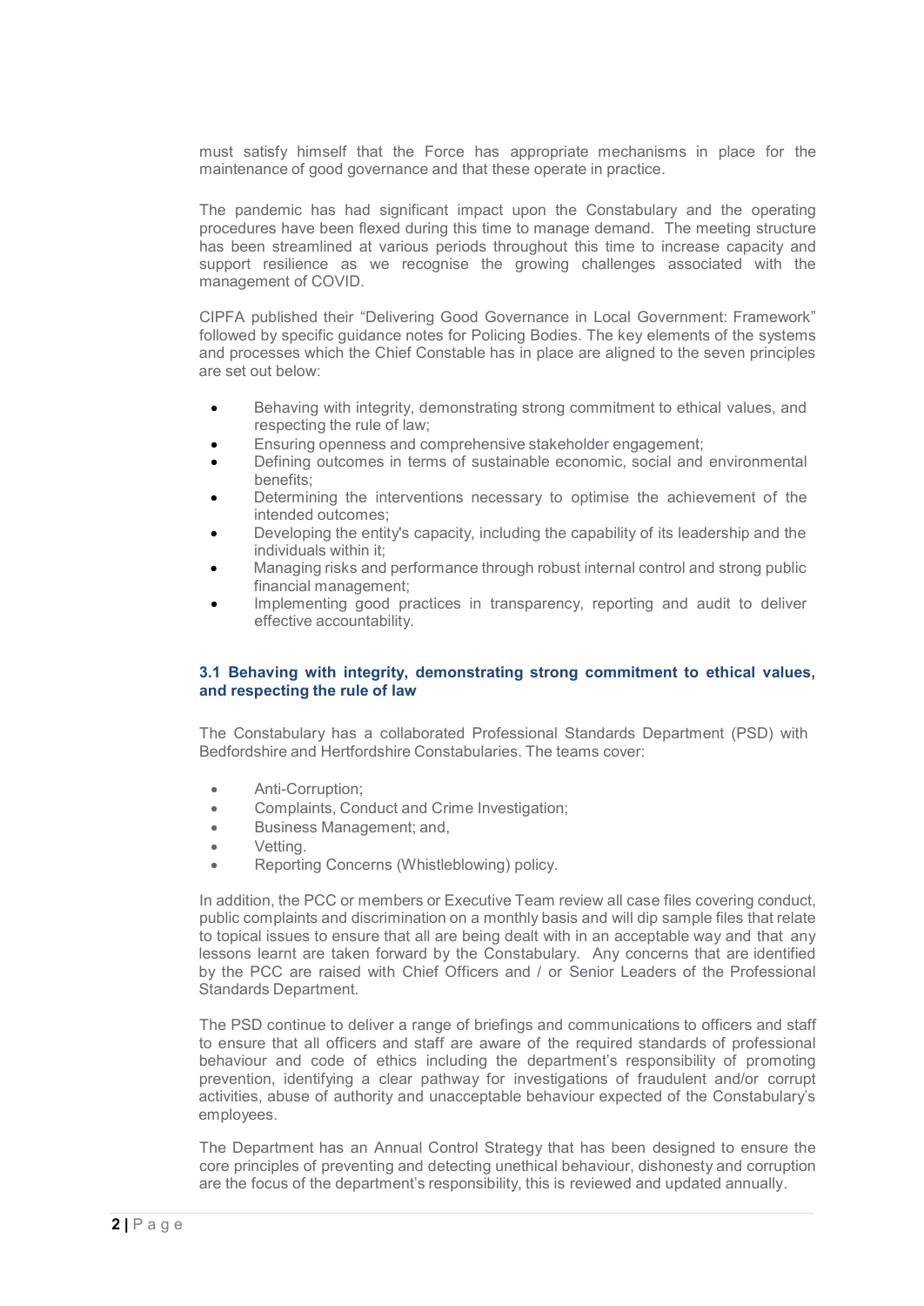must satisfy himself that the Force has appropriate mechanisms in place for the maintenance of good governance and that these operate in practice.

The pandemic has had significant impact upon the Constabulary and the operating procedures have been flexed during this time to manage demand. The meeting structure has been streamlined at various periods throughout this time to increase capacity and support resilience as we recognise the growing challenges associated with the management of COVID.

CIPFA published their "Delivering Good Governance in Local Government: Framework" followed by specific guidance notes for Policing Bodies. The key elements of the systems and processes which the Chief Constable has in place are aligned to the seven principles are set out below:

- Behaving with integrity, demonstrating strong commitment to ethical values, and respecting the rule of law;
- Ensuring openness and comprehensive stakeholder engagement;
- Defining outcomes in terms of sustainable economic, social and environmental benefits;
- Determining the interventions necessary to optimise the achievement of the intended outcomes;
- Developing the entity's capacity, including the capability of its leadership and the individuals within it;
- Managing risks and performance through robust internal control and strong public financial management;
- Implementing good practices in transparency, reporting and audit to deliver effective accountability.

### 3.1 Behaving with integrity, demonstrating strong commitment to ethical values, and respecting the rule of law

The Constabulary has a collaborated Professional Standards Department (PSD) with Bedfordshire and Hertfordshire Constabularies. The teams cover:

- Anti-Corruption;
- Complaints, Conduct and Crime Investigation;
- Business Management; and,
- Vetting.
- Reporting Concerns (Whistleblowing) policy.

In addition, the PCC or members or Executive Team review all case files covering conduct, public complaints and discrimination on a monthly basis and will dip sample files that relate to topical issues to ensure that all are being dealt with in an acceptable way and that any lessons learnt are taken forward by the Constabulary. Any concerns that are identified by the PCC are raised with Chief Officers and / or Senior Leaders of the Professional Standards Department.

The PSD continue to deliver a range of briefings and communications to officers and staff to ensure that all officers and staff are aware of the required standards of professional behaviour and code of ethics including the department's responsibility of promoting prevention, identifying a clear pathway for investigations of fraudulent and/or corrupt activities, abuse of authority and unacceptable behaviour expected of the Constabulary's employees.

The Department has an Annual Control Strategy that has been designed to ensure the core principles of preventing and detecting unethical behaviour, dishonesty and corruption are the focus of the department's responsibility, this is reviewed and updated annually.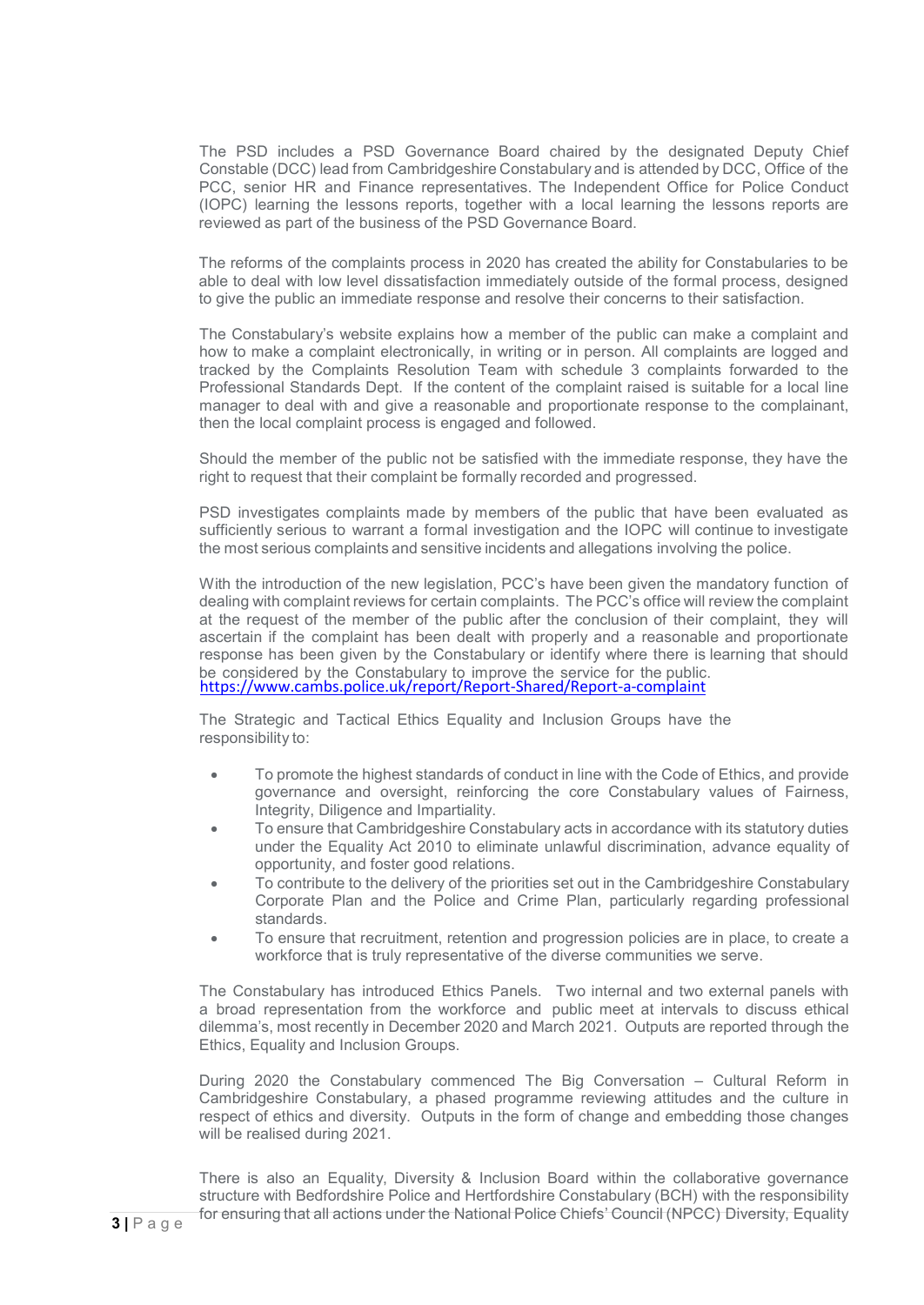The PSD includes a PSD Governance Board chaired by the designated Deputy Chief Constable (DCC) lead from Cambridgeshire Constabulary and is attended by DCC, Office of the PCC, senior HR and Finance representatives. The Independent Office for Police Conduct (IOPC) learning the lessons reports, together with a local learning the lessons reports are reviewed as part of the business of the PSD Governance Board.

The reforms of the complaints process in 2020 has created the ability for Constabularies to be able to deal with low level dissatisfaction immediately outside of the formal process, designed to give the public an immediate response and resolve their concerns to their satisfaction.

The Constabulary's website explains how a member of the public can make a complaint and how to make a complaint electronically, in writing or in person. All complaints are logged and tracked by the Complaints Resolution Team with schedule 3 complaints forwarded to the Professional Standards Dept. If the content of the complaint raised is suitable for a local line manager to deal with and give a reasonable and proportionate response to the complainant, then the local complaint process is engaged and followed.

Should the member of the public not be satisfied with the immediate response, they have the right to request that their complaint be formally recorded and progressed.

PSD investigates complaints made by members of the public that have been evaluated as sufficiently serious to warrant a formal investigation and the IOPC will continue to investigate the most serious complaints and sensitive incidents and allegations involving the police.

With the introduction of the new legislation, PCC's have been given the mandatory function of dealing with complaint reviews for certain complaints. The PCC's office will review the complaint at the request of the member of the public after the conclusion of their complaint, they will ascertain if the complaint has been dealt with properly and a reasonable and proportionate response has been given by the Constabulary or identify where there is learning that should be considered by the Constabulary to improve the service for the public.
https://www.cambs.police.uk/report/Report-Shared/Report-a-complaint

The Strategic and Tactical Ethics Equality and Inclusion Groups have the responsibility to:

- To promote the highest standards of conduct in line with the Code of Ethics, and provide governance and oversight, reinforcing the core Constabulary values of Fairness, Integrity, Diligence and Impartiality.
- To ensure that Cambridgeshire Constabulary acts in accordance with its statutory duties under the Equality Act 2010 to eliminate unlawful discrimination, advance equality of opportunity, and foster good relations.
- To contribute to the delivery of the priorities set out in the Cambridgeshire Constabulary Corporate Plan and the Police and Crime Plan, particularly regarding professional standards.
- To ensure that recruitment, retention and progression policies are in place, to create a workforce that is truly representative of the diverse communities we serve.

The Constabulary has introduced Ethics Panels. Two internal and two external panels with a broad representation from the workforce and public meet at intervals to discuss ethical dilemma's, most recently in December 2020 and March 2021. Outputs are reported through the Ethics, Equality and Inclusion Groups.

During 2020 the Constabulary commenced The Big Conversation – Cultural Reform in Cambridgeshire Constabulary, a phased programme reviewing attitudes and the culture in respect of ethics and diversity. Outputs in the form of change and embedding those changes will be realised during 2021.

There is also an Equality, Diversity & Inclusion Board within the collaborative governance structure with Bedfordshire Police and Hertfordshire Constabulary (BCH) with the responsibility for ensuring that all actions under the National Police Chiefs' Council (NPCC) Diversity, Equality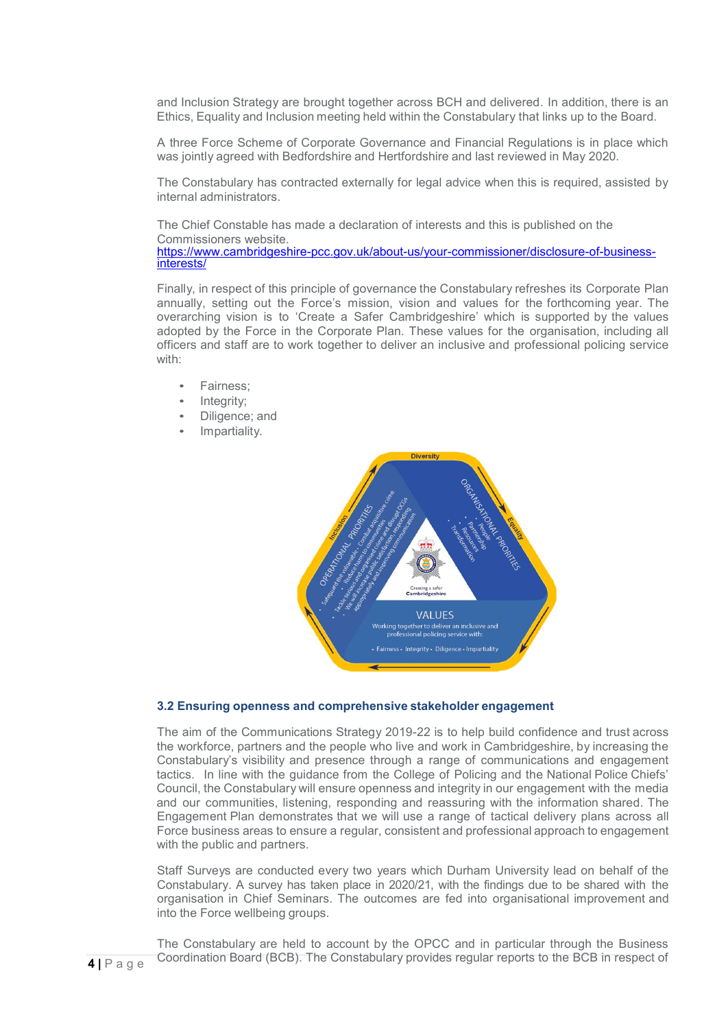and Inclusion Strategy are brought together across BCH and delivered. In addition, there is an Ethics, Equality and Inclusion meeting held within the Constabulary that links up to the Board.

A three Force Scheme of Corporate Governance and Financial Regulations is in place which was jointly agreed with Bedfordshire and Hertfordshire and last reviewed in May 2020.

The Constabulary has contracted externally for legal advice when this is required, assisted by internal administrators.

The Chief Constable has made a declaration of interests and this is published on the Commissioners website.
https://www.cambridgeshire-pcc.gov.uk/about-us/your-commissioner/disclosure-of-business-interests/

Finally, in respect of this principle of governance the Constabulary refreshes its Corporate Plan annually, setting out the Force's mission, vision and values for the forthcoming year. The overarching vision is to 'Create a Safer Cambridgeshire' which is supported by the values adopted by the Force in the Corporate Plan. These values for the organisation, including all officers and staff are to work together to deliver an inclusive and professional policing service with:

- Fairness;
- Integrity;
- Diligence; and
- Impartiality.

### 3.2 Ensuring openness and comprehensive stakeholder engagement

The aim of the Communications Strategy 2019-22 is to help build confidence and trust across the workforce, partners and the people who live and work in Cambridgeshire, by increasing the Constabulary's visibility and presence through a range of communications and engagement tactics. In line with the guidance from the College of Policing and the National Police Chiefs' Council, the Constabulary will ensure openness and integrity in our engagement with the media and our communities, listening, responding and reassuring with the information shared. The Engagement Plan demonstrates that we will use a range of tactical delivery plans across all Force business areas to ensure a regular, consistent and professional approach to engagement with the public and partners.

Staff Surveys are conducted every two years which Durham University lead on behalf of the Constabulary. A survey has taken place in 2020/21, with the findings due to be shared with the organisation in Chief Seminars. The outcomes are fed into organisational improvement and into the Force wellbeing groups.

The Constabulary are held to account by the OPCC and in particular through the Business Coordination Board (BCB). The Constabulary provides regular reports to the BCB in respect of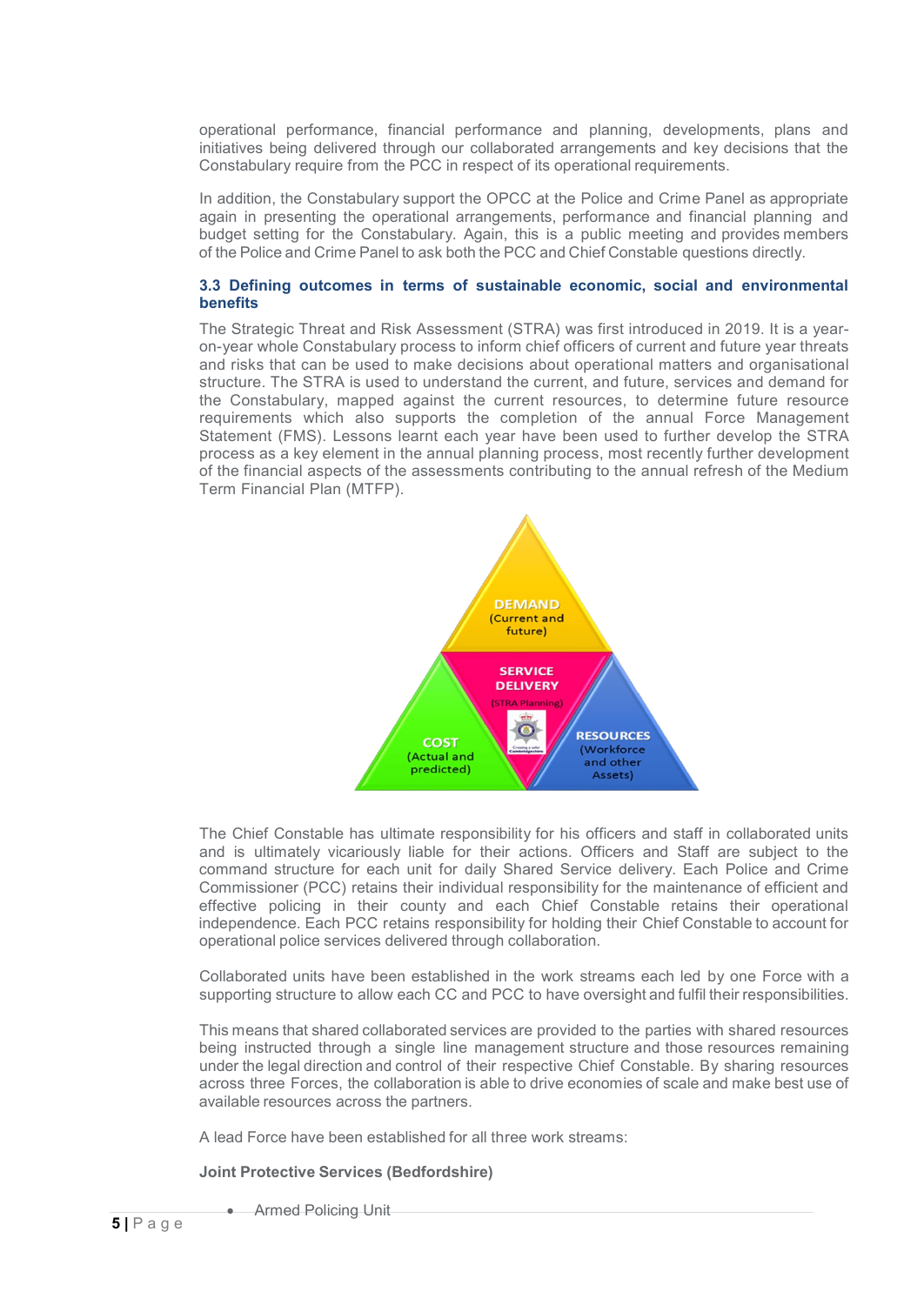operational performance, financial performance and planning, developments, plans and initiatives being delivered through our collaborated arrangements and key decisions that the Constabulary require from the PCC in respect of its operational requirements.

In addition, the Constabulary support the OPCC at the Police and Crime Panel as appropriate again in presenting the operational arrangements, performance and financial planning and budget setting for the Constabulary. Again, this is a public meeting and provides members of the Police and Crime Panel to ask both the PCC and Chief Constable questions directly.

### 3.3 Defining outcomes in terms of sustainable economic, social and environmental benefits

The Strategic Threat and Risk Assessment (STRA) was first introduced in 2019. It is a year-on-year whole Constabulary process to inform chief officers of current and future year threats and risks that can be used to make decisions about operational matters and organisational structure. The STRA is used to understand the current, and future, services and demand for the Constabulary, mapped against the current resources, to determine future resource requirements which also supports the completion of the annual Force Management Statement (FMS). Lessons learnt each year have been used to further develop the STRA process as a key element in the annual planning process, most recently further development of the financial aspects of the assessments contributing to the annual refresh of the Medium Term Financial Plan (MTFP).

DEMAND (Current and future)

SERVICE DELIVERY (STRA Planning)

COST (Actual and predicted)

RESOURCES (Workforce and other Assets)

The Chief Constable has ultimate responsibility for his officers and staff in collaborated units and is ultimately vicariously liable for their actions. Officers and Staff are subject to the command structure for each unit for daily Shared Service delivery. Each Police and Crime Commissioner (PCC) retains their individual responsibility for the maintenance of efficient and effective policing in their county and each Chief Constable retains their operational independence. Each PCC retains responsibility for holding their Chief Constable to account for operational police services delivered through collaboration.

Collaborated units have been established in the work streams each led by one Force with a supporting structure to allow each CC and PCC to have oversight and fulfil their responsibilities.

This means that shared collaborated services are provided to the parties with shared resources being instructed through a single line management structure and those resources remaining under the legal direction and control of their respective Chief Constable. By sharing resources across three Forces, the collaboration is able to drive economies of scale and make best use of available resources across the partners.

A lead Force have been established for all three work streams:

**Joint Protective Services (Bedfordshire)**

- Armed Policing Unit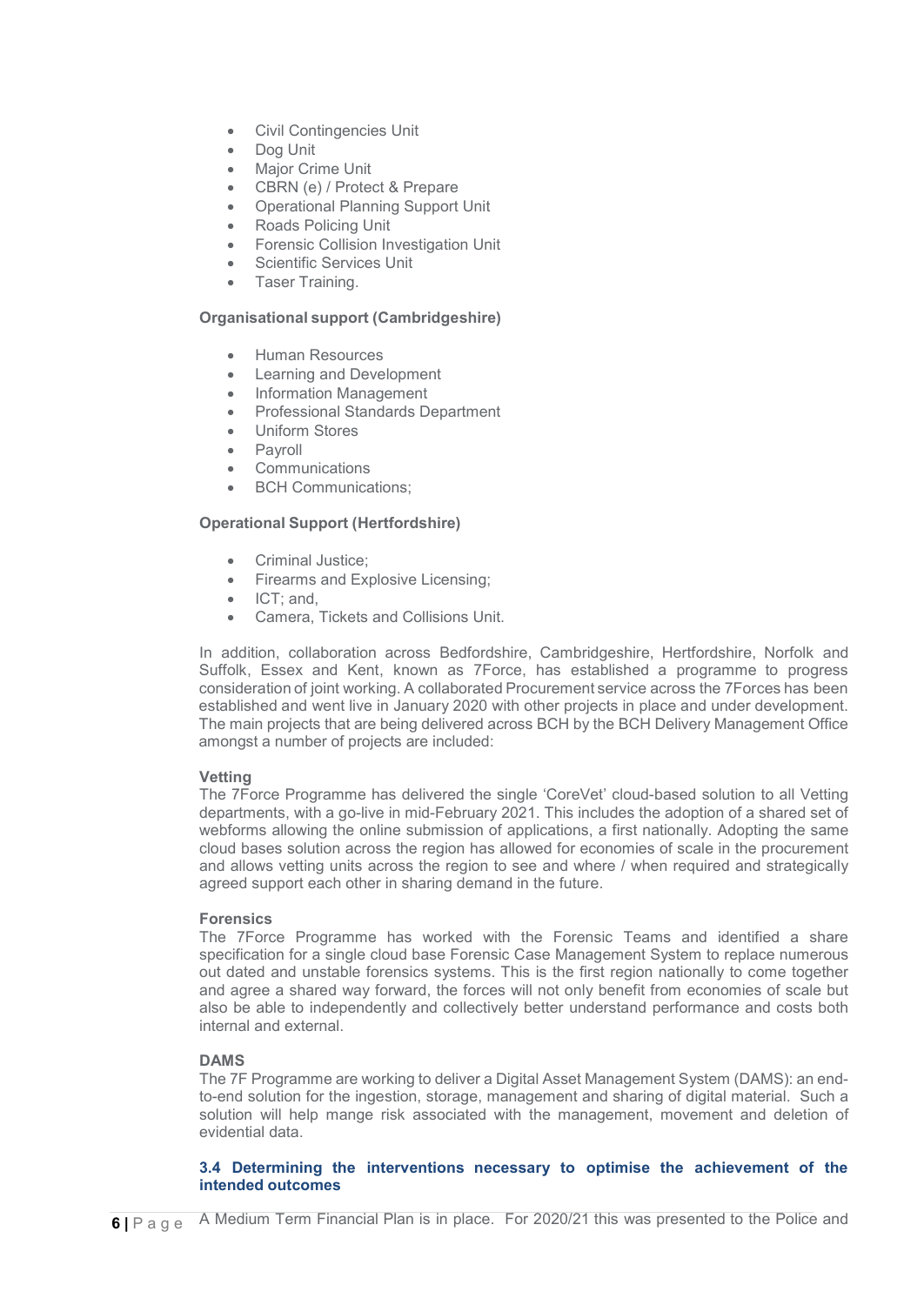- Civil Contingencies Unit
- Dog Unit
- Major Crime Unit
- CBRN (e) / Protect & Prepare
- Operational Planning Support Unit
- Roads Policing Unit
- Forensic Collision Investigation Unit
- Scientific Services Unit
- Taser Training.

**Organisational support (Cambridgeshire)**

- Human Resources
- Learning and Development
- Information Management
- Professional Standards Department
- Uniform Stores
- Payroll
- Communications
- BCH Communications;

**Operational Support (Hertfordshire)**

- Criminal Justice;
- Firearms and Explosive Licensing;
- ICT; and,
- Camera, Tickets and Collisions Unit.

In addition, collaboration across Bedfordshire, Cambridgeshire, Hertfordshire, Norfolk and Suffolk, Essex and Kent, known as 7Force, has established a programme to progress consideration of joint working. A collaborated Procurement service across the 7Forces has been established and went live in January 2020 with other projects in place and under development. The main projects that are being delivered across BCH by the BCH Delivery Management Office amongst a number of projects are included:

**Vetting**
The 7Force Programme has delivered the single 'CoreVet' cloud-based solution to all Vetting departments, with a go-live in mid-February 2021. This includes the adoption of a shared set of webforms allowing the online submission of applications, a first nationally. Adopting the same cloud bases solution across the region has allowed for economies of scale in the procurement and allows vetting units across the region to see and where / when required and strategically agreed support each other in sharing demand in the future.

**Forensics**
The 7Force Programme has worked with the Forensic Teams and identified a share specification for a single cloud base Forensic Case Management System to replace numerous out dated and unstable forensics systems. This is the first region nationally to come together and agree a shared way forward, the forces will not only benefit from economies of scale but also be able to independently and collectively better understand performance and costs both internal and external.

**DAMS**
The 7F Programme are working to deliver a Digital Asset Management System (DAMS): an end-to-end solution for the ingestion, storage, management and sharing of digital material. Such a solution will help mange risk associated with the management, movement and deletion of evidential data.

### 3.4 Determining the interventions necessary to optimise the achievement of the intended outcomes

A Medium Term Financial Plan is in place. For 2020/21 this was presented to the Police and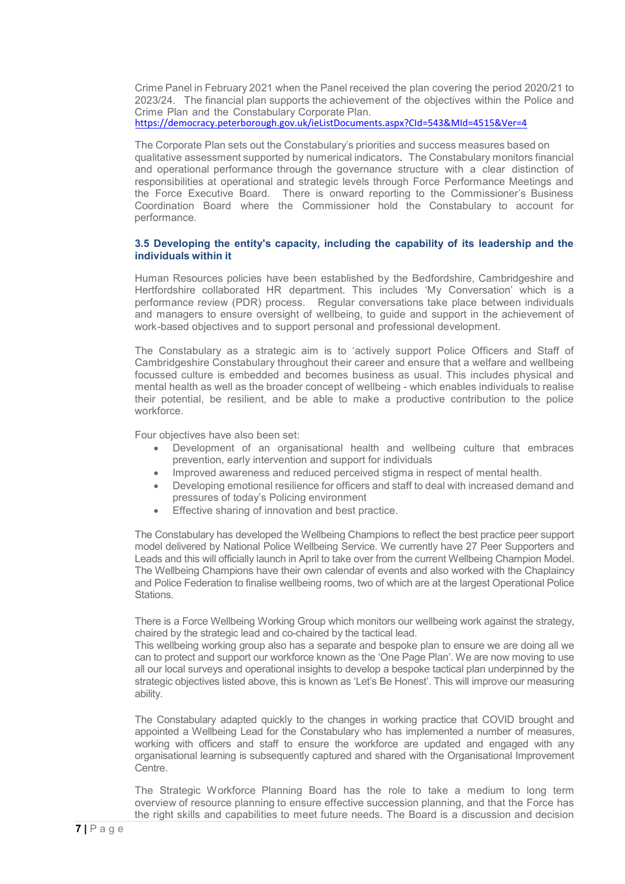Crime Panel in February 2021 when the Panel received the plan covering the period 2020/21 to 2023/24. The financial plan supports the achievement of the objectives within the Police and Crime Plan and the Constabulary Corporate Plan.
https://democracy.peterborough.gov.uk/ieListDocuments.aspx?CId=543&MId=4515&Ver=4

The Corporate Plan sets out the Constabulary's priorities and success measures based on qualitative assessment supported by numerical indicators. The Constabulary monitors financial and operational performance through the governance structure with a clear distinction of responsibilities at operational and strategic levels through Force Performance Meetings and the Force Executive Board. There is onward reporting to the Commissioner's Business Coordination Board where the Commissioner hold the Constabulary to account for performance.

### 3.5 Developing the entity's capacity, including the capability of its leadership and the individuals within it

Human Resources policies have been established by the Bedfordshire, Cambridgeshire and Hertfordshire collaborated HR department. This includes 'My Conversation' which is a performance review (PDR) process. Regular conversations take place between individuals and managers to ensure oversight of wellbeing, to guide and support in the achievement of work-based objectives and to support personal and professional development.

The Constabulary as a strategic aim is to 'actively support Police Officers and Staff of Cambridgeshire Constabulary throughout their career and ensure that a welfare and wellbeing focussed culture is embedded and becomes business as usual. This includes physical and mental health as well as the broader concept of wellbeing - which enables individuals to realise their potential, be resilient, and be able to make a productive contribution to the police workforce.

Four objectives have also been set:

- Development of an organisational health and wellbeing culture that embraces prevention, early intervention and support for individuals
- Improved awareness and reduced perceived stigma in respect of mental health.
- Developing emotional resilience for officers and staff to deal with increased demand and pressures of today's Policing environment
- Effective sharing of innovation and best practice.

The Constabulary has developed the Wellbeing Champions to reflect the best practice peer support model delivered by National Police Wellbeing Service. We currently have 27 Peer Supporters and Leads and this will officially launch in April to take over from the current Wellbeing Champion Model. The Wellbeing Champions have their own calendar of events and also worked with the Chaplaincy and Police Federation to finalise wellbeing rooms, two of which are at the largest Operational Police Stations.

There is a Force Wellbeing Working Group which monitors our wellbeing work against the strategy, chaired by the strategic lead and co-chaired by the tactical lead.
This wellbeing working group also has a separate and bespoke plan to ensure we are doing all we can to protect and support our workforce known as the 'One Page Plan'. We are now moving to use all our local surveys and operational insights to develop a bespoke tactical plan underpinned by the strategic objectives listed above, this is known as 'Let's Be Honest'. This will improve our measuring ability.

The Constabulary adapted quickly to the changes in working practice that COVID brought and appointed a Wellbeing Lead for the Constabulary who has implemented a number of measures, working with officers and staff to ensure the workforce are updated and engaged with any organisational learning is subsequently captured and shared with the Organisational Improvement Centre.

The Strategic Workforce Planning Board has the role to take a medium to long term overview of resource planning to ensure effective succession planning, and that the Force has the right skills and capabilities to meet future needs. The Board is a discussion and decision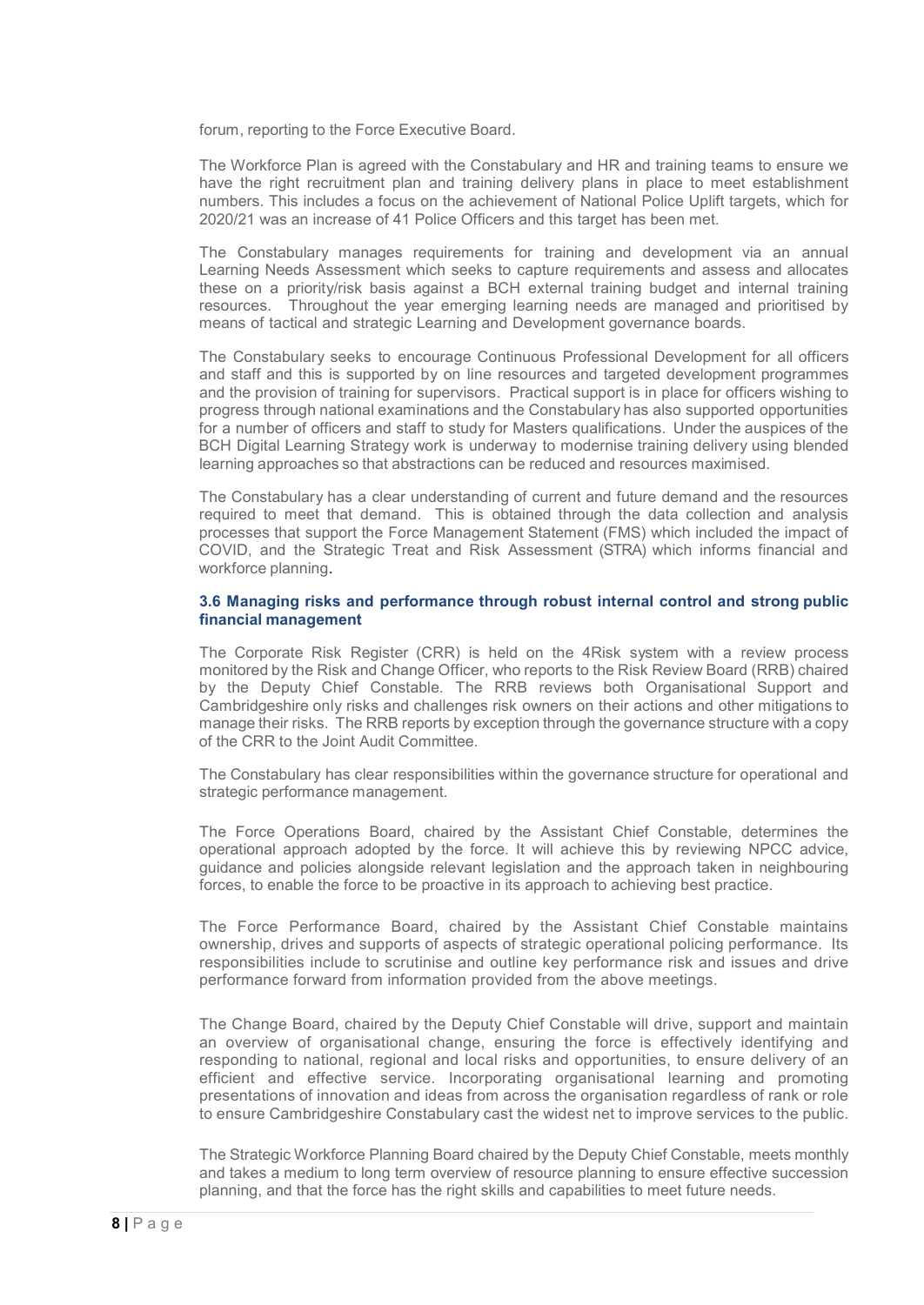forum, reporting to the Force Executive Board.

The Workforce Plan is agreed with the Constabulary and HR and training teams to ensure we have the right recruitment plan and training delivery plans in place to meet establishment numbers. This includes a focus on the achievement of National Police Uplift targets, which for 2020/21 was an increase of 41 Police Officers and this target has been met.

The Constabulary manages requirements for training and development via an annual Learning Needs Assessment which seeks to capture requirements and assess and allocates these on a priority/risk basis against a BCH external training budget and internal training resources. Throughout the year emerging learning needs are managed and prioritised by means of tactical and strategic Learning and Development governance boards.

The Constabulary seeks to encourage Continuous Professional Development for all officers and staff and this is supported by on line resources and targeted development programmes and the provision of training for supervisors. Practical support is in place for officers wishing to progress through national examinations and the Constabulary has also supported opportunities for a number of officers and staff to study for Masters qualifications. Under the auspices of the BCH Digital Learning Strategy work is underway to modernise training delivery using blended learning approaches so that abstractions can be reduced and resources maximised.

The Constabulary has a clear understanding of current and future demand and the resources required to meet that demand. This is obtained through the data collection and analysis processes that support the Force Management Statement (FMS) which included the impact of COVID, and the Strategic Treat and Risk Assessment (STRA) which informs financial and workforce planning.

### 3.6 Managing risks and performance through robust internal control and strong public financial management

The Corporate Risk Register (CRR) is held on the 4Risk system with a review process monitored by the Risk and Change Officer, who reports to the Risk Review Board (RRB) chaired by the Deputy Chief Constable. The RRB reviews both Organisational Support and Cambridgeshire only risks and challenges risk owners on their actions and other mitigations to manage their risks. The RRB reports by exception through the governance structure with a copy of the CRR to the Joint Audit Committee.

The Constabulary has clear responsibilities within the governance structure for operational and strategic performance management.

The Force Operations Board, chaired by the Assistant Chief Constable, determines the operational approach adopted by the force. It will achieve this by reviewing NPCC advice, guidance and policies alongside relevant legislation and the approach taken in neighbouring forces, to enable the force to be proactive in its approach to achieving best practice.

The Force Performance Board, chaired by the Assistant Chief Constable maintains ownership, drives and supports of aspects of strategic operational policing performance. Its responsibilities include to scrutinise and outline key performance risk and issues and drive performance forward from information provided from the above meetings.

The Change Board, chaired by the Deputy Chief Constable will drive, support and maintain an overview of organisational change, ensuring the force is effectively identifying and responding to national, regional and local risks and opportunities, to ensure delivery of an efficient and effective service. Incorporating organisational learning and promoting presentations of innovation and ideas from across the organisation regardless of rank or role to ensure Cambridgeshire Constabulary cast the widest net to improve services to the public.

The Strategic Workforce Planning Board chaired by the Deputy Chief Constable, meets monthly and takes a medium to long term overview of resource planning to ensure effective succession planning, and that the force has the right skills and capabilities to meet future needs.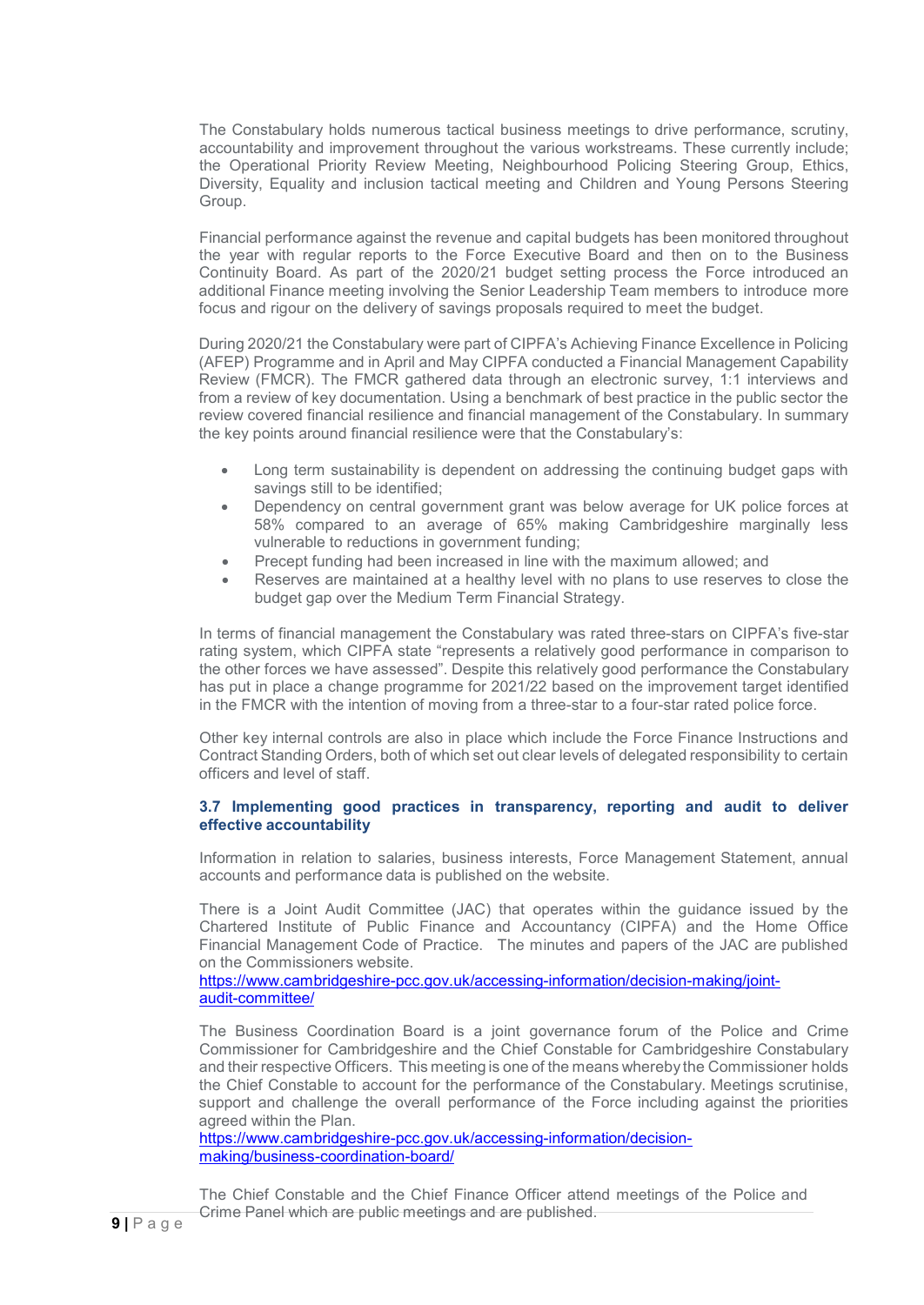The Constabulary holds numerous tactical business meetings to drive performance, scrutiny, accountability and improvement throughout the various workstreams. These currently include; the Operational Priority Review Meeting, Neighbourhood Policing Steering Group, Ethics, Diversity, Equality and inclusion tactical meeting and Children and Young Persons Steering Group.

Financial performance against the revenue and capital budgets has been monitored throughout the year with regular reports to the Force Executive Board and then on to the Business Continuity Board. As part of the 2020/21 budget setting process the Force introduced an additional Finance meeting involving the Senior Leadership Team members to introduce more focus and rigour on the delivery of savings proposals required to meet the budget.

During 2020/21 the Constabulary were part of CIPFA's Achieving Finance Excellence in Policing (AFEP) Programme and in April and May CIPFA conducted a Financial Management Capability Review (FMCR). The FMCR gathered data through an electronic survey, 1:1 interviews and from a review of key documentation. Using a benchmark of best practice in the public sector the review covered financial resilience and financial management of the Constabulary. In summary the key points around financial resilience were that the Constabulary's:

- Long term sustainability is dependent on addressing the continuing budget gaps with savings still to be identified;
- Dependency on central government grant was below average for UK police forces at 58% compared to an average of 65% making Cambridgeshire marginally less vulnerable to reductions in government funding;
- Precept funding had been increased in line with the maximum allowed; and
- Reserves are maintained at a healthy level with no plans to use reserves to close the budget gap over the Medium Term Financial Strategy.

In terms of financial management the Constabulary was rated three-stars on CIPFA's five-star rating system, which CIPFA state "represents a relatively good performance in comparison to the other forces we have assessed". Despite this relatively good performance the Constabulary has put in place a change programme for 2021/22 based on the improvement target identified in the FMCR with the intention of moving from a three-star to a four-star rated police force.

Other key internal controls are also in place which include the Force Finance Instructions and Contract Standing Orders, both of which set out clear levels of delegated responsibility to certain officers and level of staff.

### 3.7 Implementing good practices in transparency, reporting and audit to deliver effective accountability

Information in relation to salaries, business interests, Force Management Statement, annual accounts and performance data is published on the website.

There is a Joint Audit Committee (JAC) that operates within the guidance issued by the Chartered Institute of Public Finance and Accountancy (CIPFA) and the Home Office Financial Management Code of Practice. The minutes and papers of the JAC are published on the Commissioners website.
https://www.cambridgeshire-pcc.gov.uk/accessing-information/decision-making/joint-audit-committee/

The Business Coordination Board is a joint governance forum of the Police and Crime Commissioner for Cambridgeshire and the Chief Constable for Cambridgeshire Constabulary and their respective Officers. This meeting is one of the means whereby the Commissioner holds the Chief Constable to account for the performance of the Constabulary. Meetings scrutinise, support and challenge the overall performance of the Force including against the priorities agreed within the Plan.
https://www.cambridgeshire-pcc.gov.uk/accessing-information/decision-making/business-coordination-board/

The Chief Constable and the Chief Finance Officer attend meetings of the Police and Crime Panel which are public meetings and are published.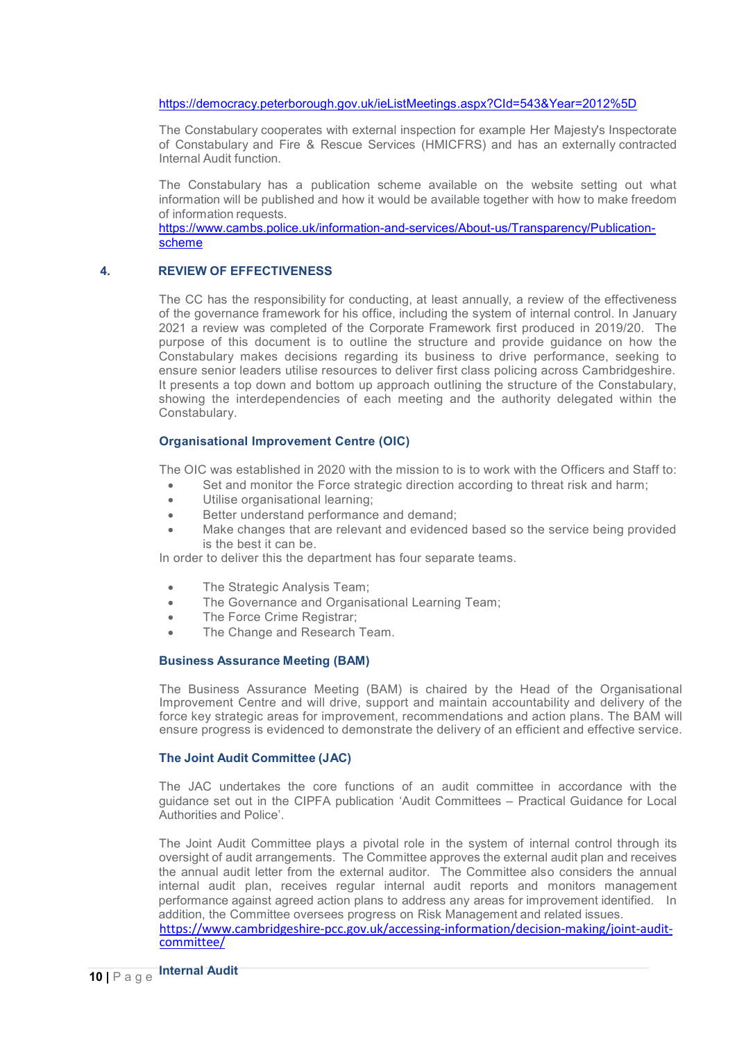https://democracy.peterborough.gov.uk/ieListMeetings.aspx?CId=543&Year=2012%5D

The Constabulary cooperates with external inspection for example Her Majesty's Inspectorate of Constabulary and Fire & Rescue Services (HMICFRS) and has an externally contracted Internal Audit function.

The Constabulary has a publication scheme available on the website setting out what information will be published and how it would be available together with how to make freedom of information requests.
https://www.cambs.police.uk/information-and-services/About-us/Transparency/Publication-scheme

## 4. REVIEW OF EFFECTIVENESS

The CC has the responsibility for conducting, at least annually, a review of the effectiveness of the governance framework for his office, including the system of internal control. In January 2021 a review was completed of the Corporate Framework first produced in 2019/20. The purpose of this document is to outline the structure and provide guidance on how the Constabulary makes decisions regarding its business to drive performance, seeking to ensure senior leaders utilise resources to deliver first class policing across Cambridgeshire. It presents a top down and bottom up approach outlining the structure of the Constabulary, showing the interdependencies of each meeting and the authority delegated within the Constabulary.

### Organisational Improvement Centre (OIC)

The OIC was established in 2020 with the mission to is to work with the Officers and Staff to:

- Set and monitor the Force strategic direction according to threat risk and harm;
- Utilise organisational learning;
- Better understand performance and demand;
- Make changes that are relevant and evidenced based so the service being provided is the best it can be.

In order to deliver this the department has four separate teams.

- The Strategic Analysis Team;
- The Governance and Organisational Learning Team;
- The Force Crime Registrar;
- The Change and Research Team.

### Business Assurance Meeting (BAM)

The Business Assurance Meeting (BAM) is chaired by the Head of the Organisational Improvement Centre and will drive, support and maintain accountability and delivery of the force key strategic areas for improvement, recommendations and action plans. The BAM will ensure progress is evidenced to demonstrate the delivery of an efficient and effective service.

### The Joint Audit Committee (JAC)

The JAC undertakes the core functions of an audit committee in accordance with the guidance set out in the CIPFA publication 'Audit Committees – Practical Guidance for Local Authorities and Police'.

The Joint Audit Committee plays a pivotal role in the system of internal control through its oversight of audit arrangements. The Committee approves the external audit plan and receives the annual audit letter from the external auditor. The Committee also considers the annual internal audit plan, receives regular internal audit reports and monitors management performance against agreed action plans to address any areas for improvement identified. In addition, the Committee oversees progress on Risk Management and related issues.
https://www.cambridgeshire-pcc.gov.uk/accessing-information/decision-making/joint-audit-committee/

### Internal Audit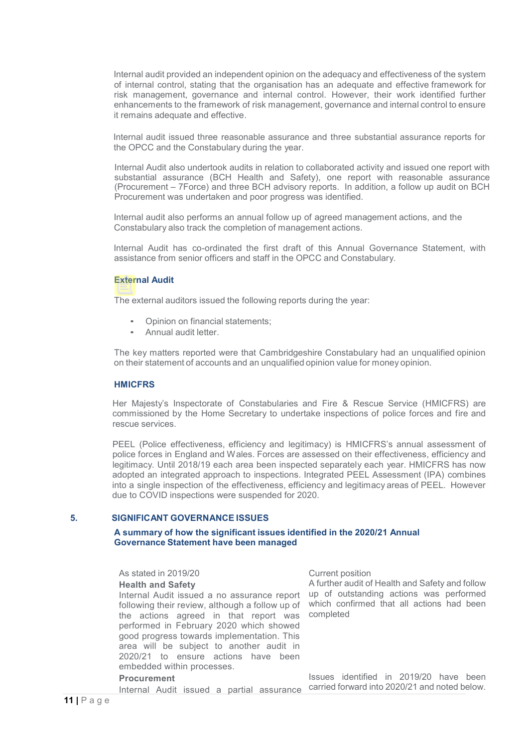Internal audit provided an independent opinion on the adequacy and effectiveness of the system of internal control, stating that the organisation has an adequate and effective framework for risk management, governance and internal control. However, their work identified further enhancements to the framework of risk management, governance and internal control to ensure it remains adequate and effective.

Internal audit issued three reasonable assurance and three substantial assurance reports for the OPCC and the Constabulary during the year.

Internal Audit also undertook audits in relation to collaborated activity and issued one report with substantial assurance (BCH Health and Safety), one report with reasonable assurance (Procurement – 7Force) and three BCH advisory reports. In addition, a follow up audit on BCH Procurement was undertaken and poor progress was identified.

Internal audit also performs an annual follow up of agreed management actions, and the Constabulary also track the completion of management actions.

Internal Audit has co-ordinated the first draft of this Annual Governance Statement, with assistance from senior officers and staff in the OPCC and Constabulary.

### External Audit

The external auditors issued the following reports during the year:

- Opinion on financial statements;
- Annual audit letter.

The key matters reported were that Cambridgeshire Constabulary had an unqualified opinion on their statement of accounts and an unqualified opinion value for money opinion.

### HMICFRS

Her Majesty's Inspectorate of Constabularies and Fire & Rescue Service (HMICFRS) are commissioned by the Home Secretary to undertake inspections of police forces and fire and rescue services.

PEEL (Police effectiveness, efficiency and legitimacy) is HMICFRS's annual assessment of police forces in England and Wales. Forces are assessed on their effectiveness, efficiency and legitimacy. Until 2018/19 each area been inspected separately each year. HMICFRS has now adopted an integrated approach to inspections. Integrated PEEL Assessment (IPA) combines into a single inspection of the effectiveness, efficiency and legitimacy areas of PEEL. However due to COVID inspections were suspended for 2020.

## 5. SIGNIFICANT GOVERNANCE ISSUES

### A summary of how the significant issues identified in the 2020/21 Annual Governance Statement have been managed

| As stated in 2019/20 | Current position |
| --- | --- |
| **Health and Safety**<br>Internal Audit issued a no assurance report following their review, although a follow up of the actions agreed in that report was performed in February 2020 which showed good progress towards implementation. This area will be subject to another audit in 2020/21 to ensure actions have been embedded within processes. | A further audit of Health and Safety and follow up of outstanding actions was performed which confirmed that all actions had been completed |
| **Procurement**<br>Internal Audit issued a partial assurance | Issues identified in 2019/20 have been carried forward into 2020/21 and noted below. |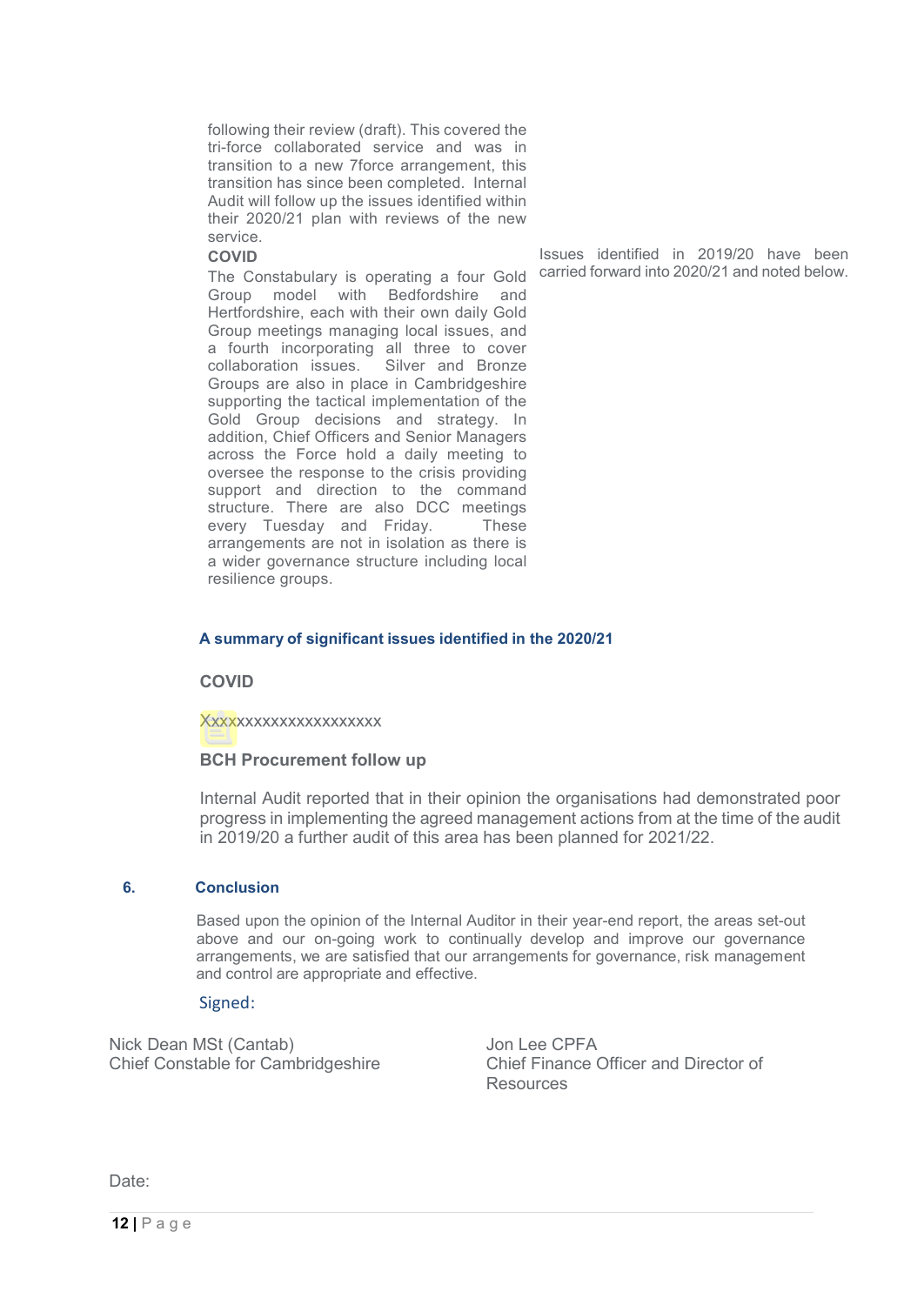| | |
|---|---|
| following their review (draft). This covered the tri-force collaborated service and was in transition to a new 7force arrangement, this transition has since been completed. Internal Audit will follow up the issues identified within their 2020/21 plan with reviews of the new service. | |
| **COVID**<br>The Constabulary is operating a four Gold Group model with Bedfordshire and Hertfordshire, each with their own daily Gold Group meetings managing local issues, and a fourth incorporating all three to cover collaboration issues. Silver and Bronze Groups are also in place in Cambridgeshire supporting the tactical implementation of the Gold Group decisions and strategy. In addition, Chief Officers and Senior Managers across the Force hold a daily meeting to oversee the response to the crisis providing support and direction to the command structure. There are also DCC meetings every Tuesday and Friday. These arrangements are not in isolation as there is a wider governance structure including local resilience groups. | Issues identified in 2019/20 have been carried forward into 2020/21 and noted below. |

**A summary of significant issues identified in the 2020/21**

**COVID**

Xxxxxxxxxxxxxxxxxxxxxxx

**BCH Procurement follow up**

Internal Audit reported that in their opinion the organisations had demonstrated poor progress in implementing the agreed management actions from at the time of the audit in 2019/20 a further audit of this area has been planned for 2021/22.

## 6. Conclusion

Based upon the opinion of the Internal Auditor in their year-end report, the areas set-out above and our on-going work to continually develop and improve our governance arrangements, we are satisfied that our arrangements for governance, risk management and control are appropriate and effective.

Signed:

Nick Dean MSt (Cantab)
Chief Constable for Cambridgeshire

Jon Lee CPFA
Chief Finance Officer and Director of Resources

Date: